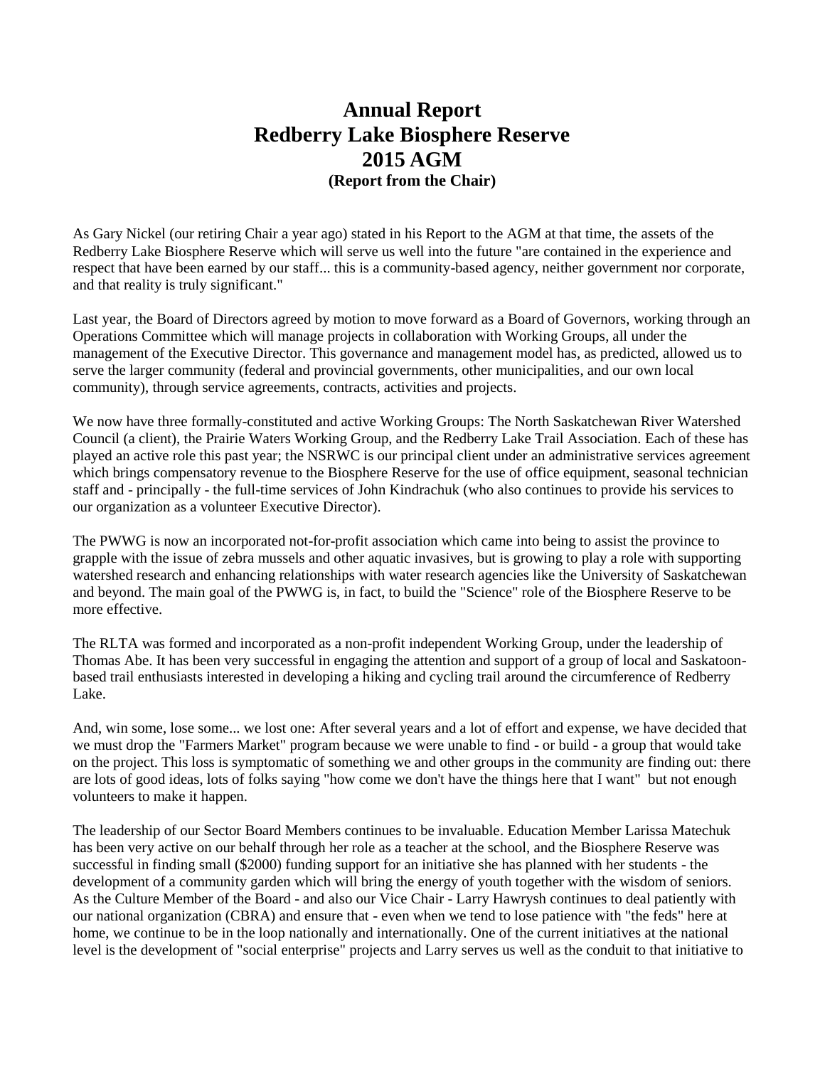# Annual Report
# Redberry Lake Biosphere Reserve
# 2015 AGM
### (Report from the Chair)

As Gary Nickel (our retiring Chair a year ago) stated in his Report to the AGM at that time, the assets of the Redberry Lake Biosphere Reserve which will serve us well into the future "are contained in the experience and respect that have been earned by our staff... this is a community-based agency, neither government nor corporate, and that reality is truly significant."

Last year, the Board of Directors agreed by motion to move forward as a Board of Governors, working through an Operations Committee which will manage projects in collaboration with Working Groups, all under the management of the Executive Director. This governance and management model has, as predicted, allowed us to serve the larger community (federal and provincial governments, other municipalities, and our own local community), through service agreements, contracts, activities and projects.

We now have three formally-constituted and active Working Groups: The North Saskatchewan River Watershed Council (a client), the Prairie Waters Working Group, and the Redberry Lake Trail Association. Each of these has played an active role this past year; the NSRWC is our principal client under an administrative services agreement which brings compensatory revenue to the Biosphere Reserve for the use of office equipment, seasonal technician staff and - principally - the full-time services of John Kindrachuk (who also continues to provide his services to our organization as a volunteer Executive Director).

The PWWG is now an incorporated not-for-profit association which came into being to assist the province to grapple with the issue of zebra mussels and other aquatic invasives, but is growing to play a role with supporting watershed research and enhancing relationships with water research agencies like the University of Saskatchewan and beyond. The main goal of the PWWG is, in fact, to build the "Science" role of the Biosphere Reserve to be more effective.

The RLTA was formed and incorporated as a non-profit independent Working Group, under the leadership of Thomas Abe. It has been very successful in engaging the attention and support of a group of local and Saskatoon-based trail enthusiasts interested in developing a hiking and cycling trail around the circumference of Redberry Lake.

And, win some, lose some... we lost one: After several years and a lot of effort and expense, we have decided that we must drop the "Farmers Market" program because we were unable to find - or build - a group that would take on the project. This loss is symptomatic of something we and other groups in the community are finding out: there are lots of good ideas, lots of folks saying "how come we don't have the things here that I want" but not enough volunteers to make it happen.

The leadership of our Sector Board Members continues to be invaluable. Education Member Larissa Matechuk has been very active on our behalf through her role as a teacher at the school, and the Biosphere Reserve was successful in finding small ($2000) funding support for an initiative she has planned with her students - the development of a community garden which will bring the energy of youth together with the wisdom of seniors. As the Culture Member of the Board - and also our Vice Chair - Larry Hawrysh continues to deal patiently with our national organization (CBRA) and ensure that - even when we tend to lose patience with "the feds" here at home, we continue to be in the loop nationally and internationally. One of the current initiatives at the national level is the development of "social enterprise" projects and Larry serves us well as the conduit to that initiative to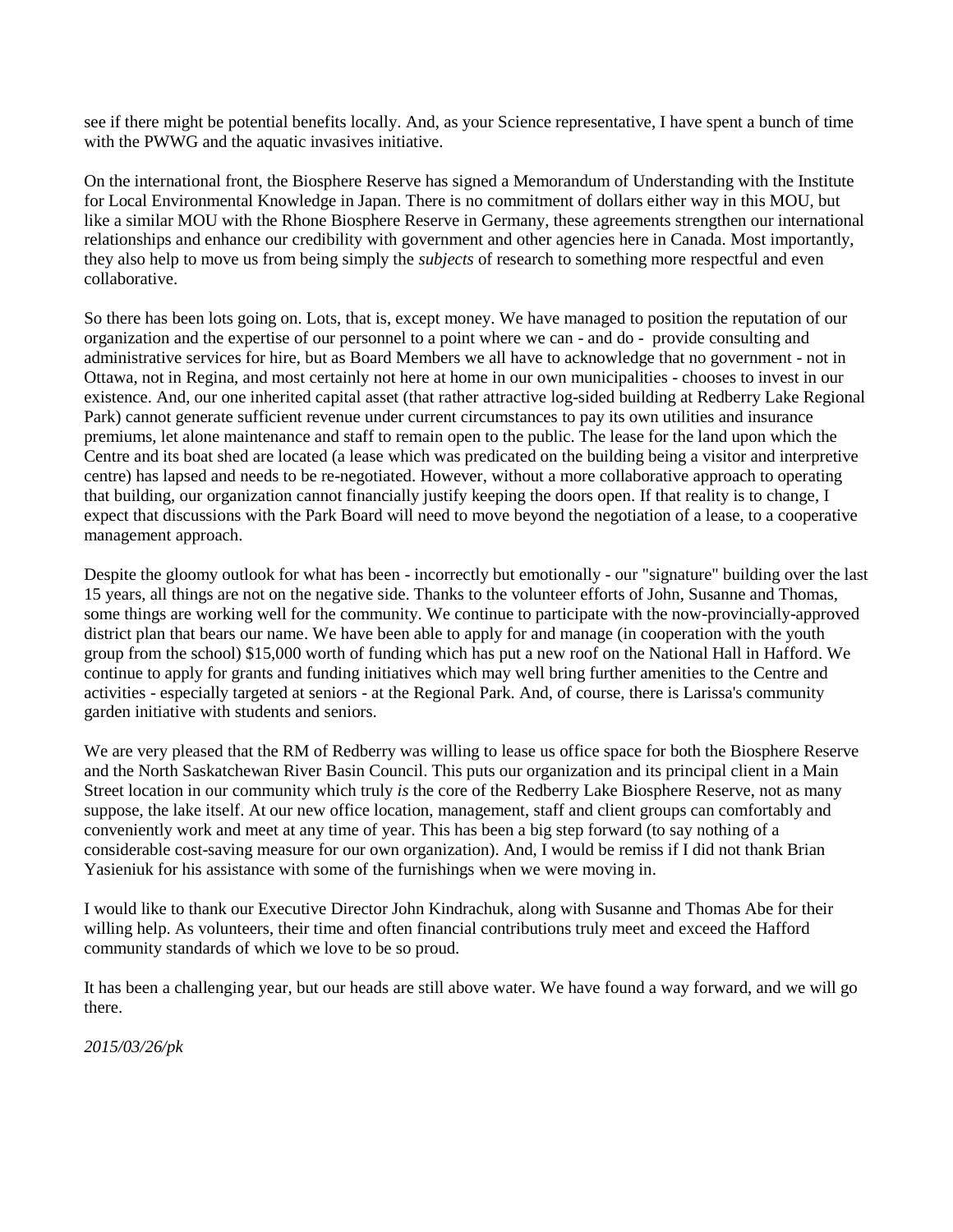see if there might be potential benefits locally. And, as your Science representative, I have spent a bunch of time with the PWWG and the aquatic invasives initiative.

On the international front, the Biosphere Reserve has signed a Memorandum of Understanding with the Institute for Local Environmental Knowledge in Japan. There is no commitment of dollars either way in this MOU, but like a similar MOU with the Rhone Biosphere Reserve in Germany, these agreements strengthen our international relationships and enhance our credibility with government and other agencies here in Canada. Most importantly, they also help to move us from being simply the *subjects* of research to something more respectful and even collaborative.

So there has been lots going on. Lots, that is, except money. We have managed to position the reputation of our organization and the expertise of our personnel to a point where we can - and do - provide consulting and administrative services for hire, but as Board Members we all have to acknowledge that no government - not in Ottawa, not in Regina, and most certainly not here at home in our own municipalities - chooses to invest in our existence. And, our one inherited capital asset (that rather attractive log-sided building at Redberry Lake Regional Park) cannot generate sufficient revenue under current circumstances to pay its own utilities and insurance premiums, let alone maintenance and staff to remain open to the public. The lease for the land upon which the Centre and its boat shed are located (a lease which was predicated on the building being a visitor and interpretive centre) has lapsed and needs to be re-negotiated. However, without a more collaborative approach to operating that building, our organization cannot financially justify keeping the doors open. If that reality is to change, I expect that discussions with the Park Board will need to move beyond the negotiation of a lease, to a cooperative management approach.

Despite the gloomy outlook for what has been - incorrectly but emotionally - our "signature" building over the last 15 years, all things are not on the negative side. Thanks to the volunteer efforts of John, Susanne and Thomas, some things are working well for the community. We continue to participate with the now-provincially-approved district plan that bears our name. We have been able to apply for and manage (in cooperation with the youth group from the school) $15,000 worth of funding which has put a new roof on the National Hall in Hafford. We continue to apply for grants and funding initiatives which may well bring further amenities to the Centre and activities - especially targeted at seniors - at the Regional Park. And, of course, there is Larissa's community garden initiative with students and seniors.

We are very pleased that the RM of Redberry was willing to lease us office space for both the Biosphere Reserve and the North Saskatchewan River Basin Council. This puts our organization and its principal client in a Main Street location in our community which truly *is* the core of the Redberry Lake Biosphere Reserve, not as many suppose, the lake itself. At our new office location, management, staff and client groups can comfortably and conveniently work and meet at any time of year. This has been a big step forward (to say nothing of a considerable cost-saving measure for our own organization). And, I would be remiss if I did not thank Brian Yasieniuk for his assistance with some of the furnishings when we were moving in.

I would like to thank our Executive Director John Kindrachuk, along with Susanne and Thomas Abe for their willing help. As volunteers, their time and often financial contributions truly meet and exceed the Hafford community standards of which we love to be so proud.

It has been a challenging year, but our heads are still above water. We have found a way forward, and we will go there.

*2015/03/26/pk*